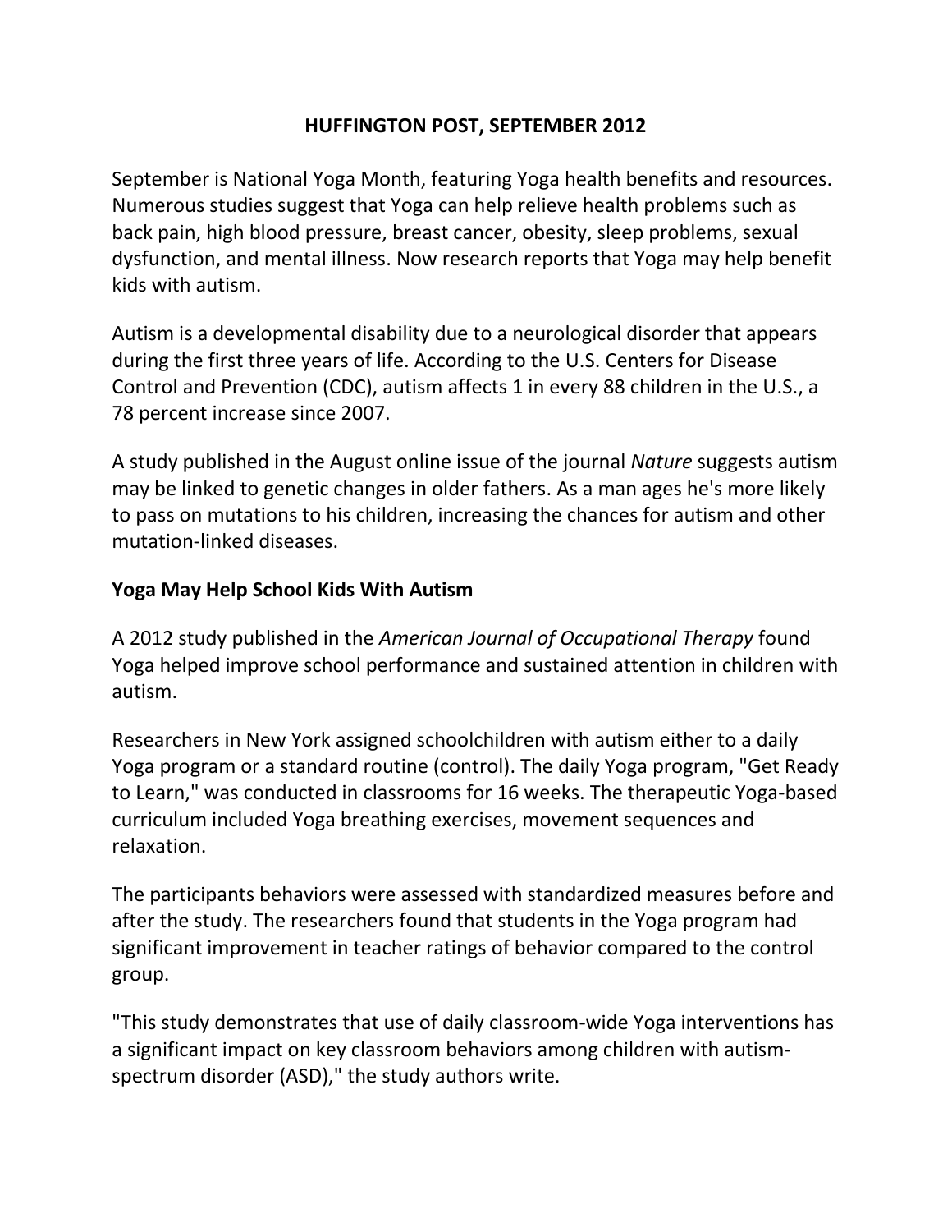# HUFFINGTON POST, SEPTEMBER 2012

September is National Yoga Month, featuring Yoga health benefits and resources. Numerous studies suggest that Yoga can help relieve health problems such as back pain, high blood pressure, breast cancer, obesity, sleep problems, sexual dysfunction, and mental illness. Now research reports that Yoga may help benefit kids with autism.

Autism is a developmental disability due to a neurological disorder that appears during the first three years of life. According to the U.S. Centers for Disease Control and Prevention (CDC), autism affects 1 in every 88 children in the U.S., a 78 percent increase since 2007.

A study published in the August online issue of the journal *Nature* suggests autism may be linked to genetic changes in older fathers. As a man ages he's more likely to pass on mutations to his children, increasing the chances for autism and other mutation-linked diseases.

## Yoga May Help School Kids With Autism

A 2012 study published in the *American Journal of Occupational Therapy* found Yoga helped improve school performance and sustained attention in children with autism.

Researchers in New York assigned schoolchildren with autism either to a daily Yoga program or a standard routine (control). The daily Yoga program, "Get Ready to Learn," was conducted in classrooms for 16 weeks. The therapeutic Yoga-based curriculum included Yoga breathing exercises, movement sequences and relaxation.

The participants behaviors were assessed with standardized measures before and after the study. The researchers found that students in the Yoga program had significant improvement in teacher ratings of behavior compared to the control group.

"This study demonstrates that use of daily classroom-wide Yoga interventions has a significant impact on key classroom behaviors among children with autism-spectrum disorder (ASD)," the study authors write.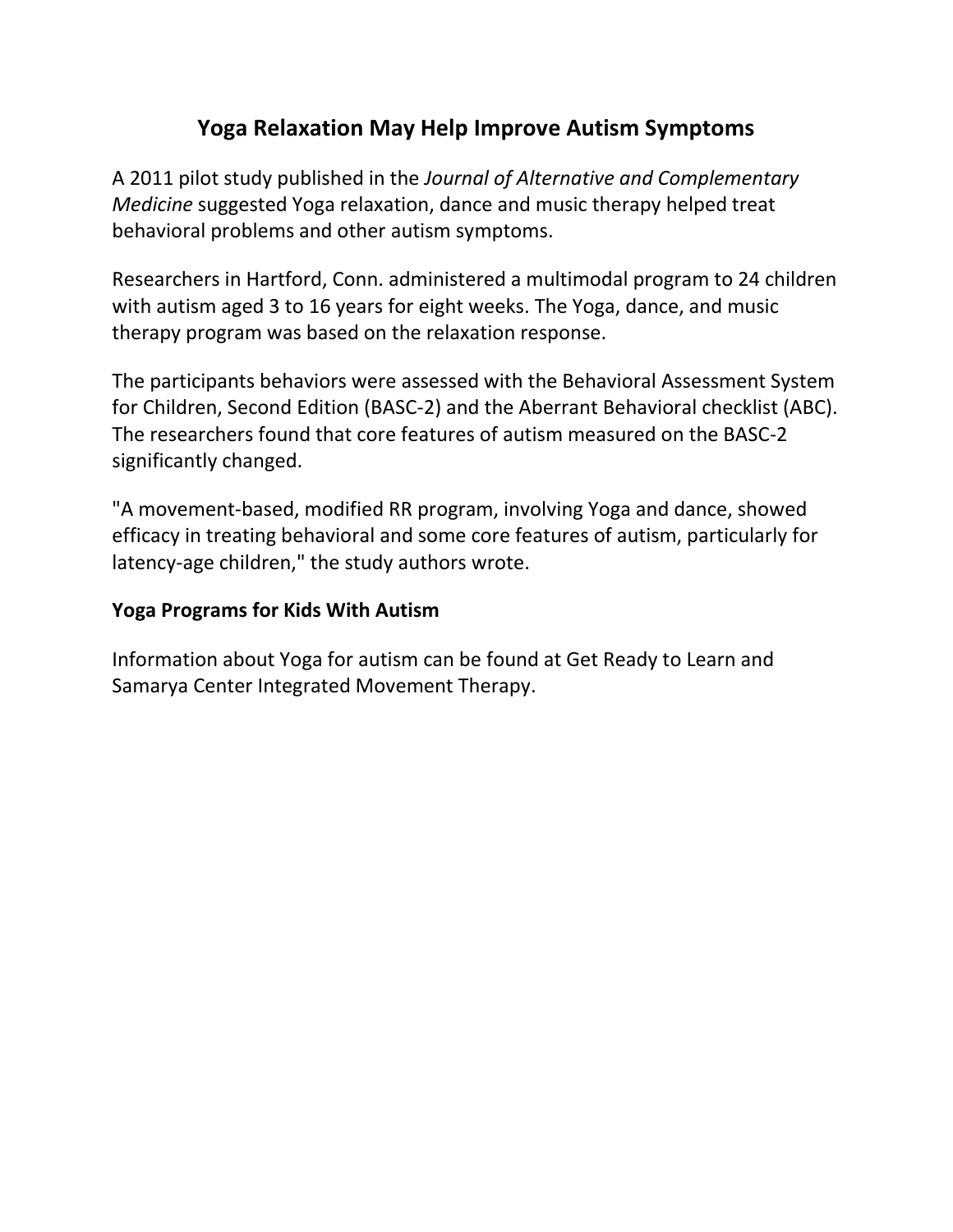# Yoga Relaxation May Help Improve Autism Symptoms

A 2011 pilot study published in the *Journal of Alternative and Complementary Medicine* suggested Yoga relaxation, dance and music therapy helped treat behavioral problems and other autism symptoms.

Researchers in Hartford, Conn. administered a multimodal program to 24 children with autism aged 3 to 16 years for eight weeks. The Yoga, dance, and music therapy program was based on the relaxation response.

The participants behaviors were assessed with the Behavioral Assessment System for Children, Second Edition (BASC-2) and the Aberrant Behavioral checklist (ABC). The researchers found that core features of autism measured on the BASC-2 significantly changed.

"A movement-based, modified RR program, involving Yoga and dance, showed efficacy in treating behavioral and some core features of autism, particularly for latency-age children," the study authors wrote.

**Yoga Programs for Kids With Autism**

Information about Yoga for autism can be found at Get Ready to Learn and Samarya Center Integrated Movement Therapy.